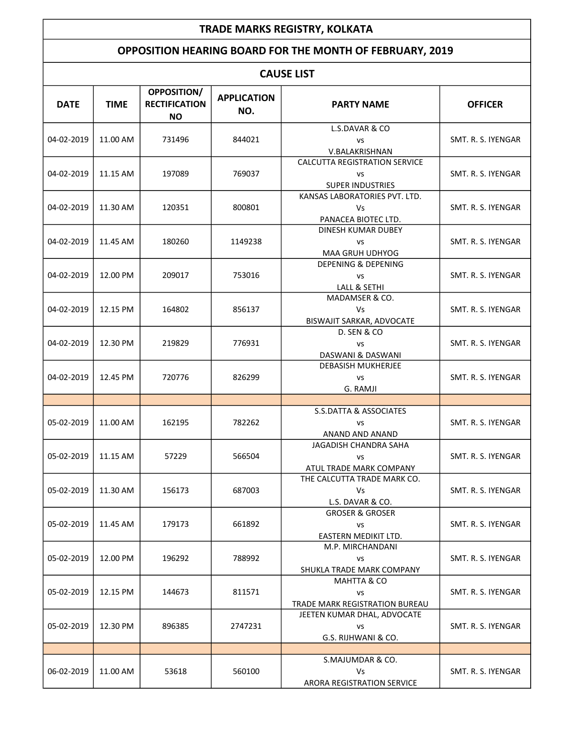# TRADE MARKS REGISTRY, KOLKATA

## OPPOSITION HEARING BOARD FOR THE MONTH OF FEBRUARY, 2019

### CAUSE LIST

| DATE | TIME | OPPOSITION/ RECTIFICATION NO | APPLICATION NO. | PARTY NAME | OFFICER |
|---|---|---|---|---|---|
| 04-02-2019 | 11.00 AM | 731496 | 844021 | L.S.DAVAR & CO vs V.BALAKRISHNAN | SMT. R. S. IYENGAR |
| 04-02-2019 | 11.15 AM | 197089 | 769037 | CALCUTTA REGISTRATION SERVICE vs SUPER INDUSTRIES | SMT. R. S. IYENGAR |
| 04-02-2019 | 11.30 AM | 120351 | 800801 | KANSAS LABORATORIES PVT. LTD. Vs PANACEA BIOTEC LTD. | SMT. R. S. IYENGAR |
| 04-02-2019 | 11.45 AM | 180260 | 1149238 | DINESH KUMAR DUBEY vs MAA GRUH UDHYOG | SMT. R. S. IYENGAR |
| 04-02-2019 | 12.00 PM | 209017 | 753016 | DEPENING & DEPENING vs LALL & SETHI | SMT. R. S. IYENGAR |
| 04-02-2019 | 12.15 PM | 164802 | 856137 | MADAMSER & CO. Vs BISWAJIT SARKAR, ADVOCATE | SMT. R. S. IYENGAR |
| 04-02-2019 | 12.30 PM | 219829 | 776931 | D. SEN & CO vs DASWANI & DASWANI | SMT. R. S. IYENGAR |
| 04-02-2019 | 12.45 PM | 720776 | 826299 | DEBASISH MUKHERJEE vs G. RAMJI | SMT. R. S. IYENGAR |
| | | | | | |
| 05-02-2019 | 11.00 AM | 162195 | 782262 | S.S.DATTA & ASSOCIATES vs ANAND AND ANAND | SMT. R. S. IYENGAR |
| 05-02-2019 | 11.15 AM | 57229 | 566504 | JAGADISH CHANDRA SAHA vs ATUL TRADE MARK COMPANY | SMT. R. S. IYENGAR |
| 05-02-2019 | 11.30 AM | 156173 | 687003 | THE CALCUTTA TRADE MARK CO. Vs L.S. DAVAR & CO. | SMT. R. S. IYENGAR |
| 05-02-2019 | 11.45 AM | 179173 | 661892 | GROSER & GROSER vs EASTERN MEDIKIT LTD. | SMT. R. S. IYENGAR |
| 05-02-2019 | 12.00 PM | 196292 | 788992 | M.P. MIRCHANDANI vs SHUKLA TRADE MARK COMPANY | SMT. R. S. IYENGAR |
| 05-02-2019 | 12.15 PM | 144673 | 811571 | MAHTTA & CO vs TRADE MARK REGISTRATION BUREAU | SMT. R. S. IYENGAR |
| 05-02-2019 | 12.30 PM | 896385 | 2747231 | JEETEN KUMAR DHAL, ADVOCATE vs G.S. RIJHWANI & CO. | SMT. R. S. IYENGAR |
| | | | | | |
| 06-02-2019 | 11.00 AM | 53618 | 560100 | S.MAJUMDAR & CO. Vs ARORA REGISTRATION SERVICE | SMT. R. S. IYENGAR |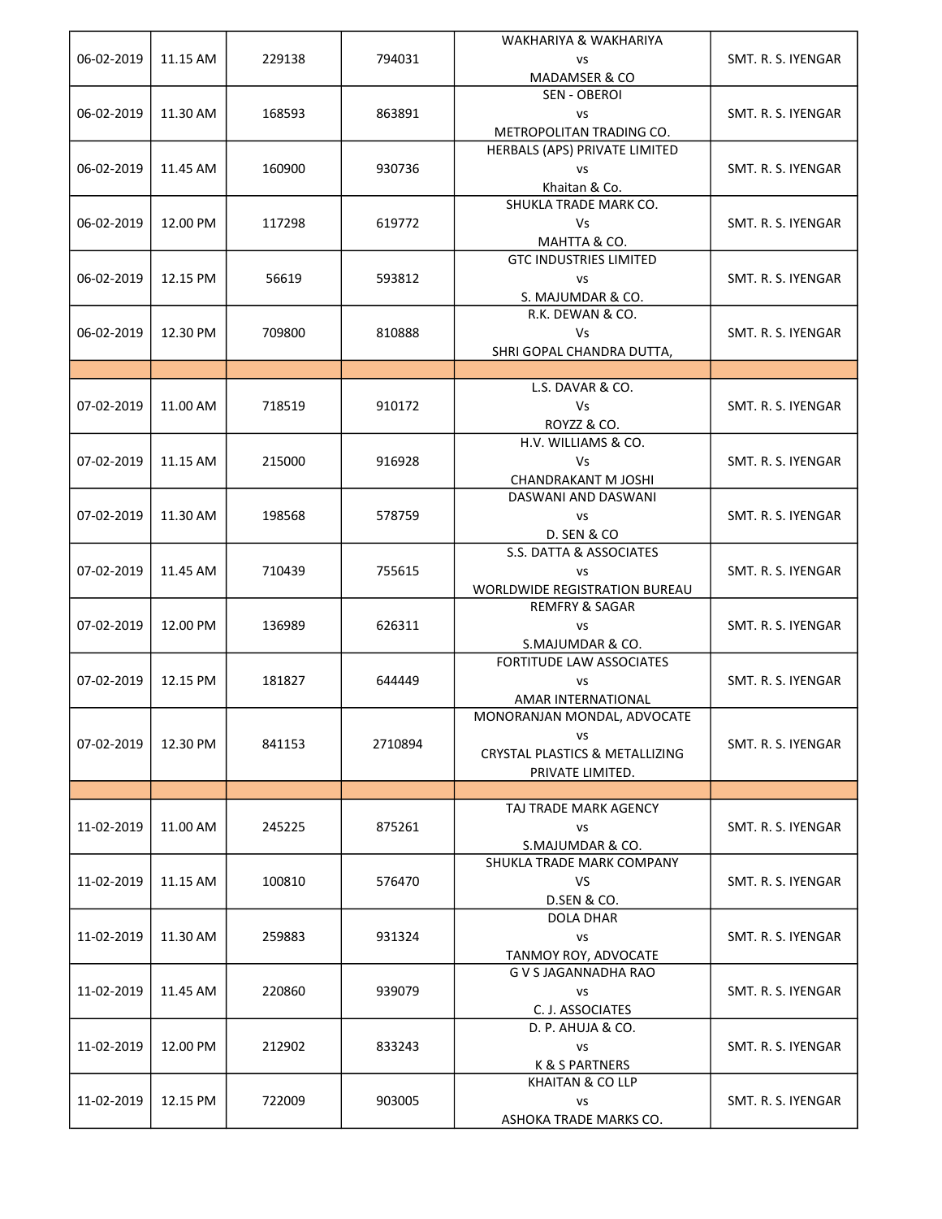| | | | | | |
|---|---|---|---|---|---|
| 06-02-2019 | 11.15 AM | 229138 | 794031 | WAKHARIYA & WAKHARIYA vs MADAMSER & CO | SMT. R. S. IYENGAR |
| 06-02-2019 | 11.30 AM | 168593 | 863891 | SEN - OBEROI vs METROPOLITAN TRADING CO. | SMT. R. S. IYENGAR |
| 06-02-2019 | 11.45 AM | 160900 | 930736 | HERBALS (APS) PRIVATE LIMITED vs Khaitan & Co. | SMT. R. S. IYENGAR |
| 06-02-2019 | 12.00 PM | 117298 | 619772 | SHUKLA TRADE MARK CO. Vs MAHTTA & CO. | SMT. R. S. IYENGAR |
| 06-02-2019 | 12.15 PM | 56619 | 593812 | GTC INDUSTRIES LIMITED vs S. MAJUMDAR & CO. | SMT. R. S. IYENGAR |
| 06-02-2019 | 12.30 PM | 709800 | 810888 | R.K. DEWAN & CO. Vs SHRI GOPAL CHANDRA DUTTA, | SMT. R. S. IYENGAR |
| | | | | | |
| 07-02-2019 | 11.00 AM | 718519 | 910172 | L.S. DAVAR & CO. Vs ROYZZ & CO. | SMT. R. S. IYENGAR |
| 07-02-2019 | 11.15 AM | 215000 | 916928 | H.V. WILLIAMS & CO. Vs CHANDRAKANT M JOSHI | SMT. R. S. IYENGAR |
| 07-02-2019 | 11.30 AM | 198568 | 578759 | DASWANI AND DASWANI vs D. SEN & CO | SMT. R. S. IYENGAR |
| 07-02-2019 | 11.45 AM | 710439 | 755615 | S.S. DATTA & ASSOCIATES vs WORLDWIDE REGISTRATION BUREAU | SMT. R. S. IYENGAR |
| 07-02-2019 | 12.00 PM | 136989 | 626311 | REMFRY & SAGAR vs S.MAJUMDAR & CO. | SMT. R. S. IYENGAR |
| 07-02-2019 | 12.15 PM | 181827 | 644449 | FORTITUDE LAW ASSOCIATES vs AMAR INTERNATIONAL | SMT. R. S. IYENGAR |
| 07-02-2019 | 12.30 PM | 841153 | 2710894 | MONORANJAN MONDAL, ADVOCATE vs CRYSTAL PLASTICS & METALLIZING PRIVATE LIMITED. | SMT. R. S. IYENGAR |
| | | | | | |
| 11-02-2019 | 11.00 AM | 245225 | 875261 | TAJ TRADE MARK AGENCY vs S.MAJUMDAR & CO. | SMT. R. S. IYENGAR |
| 11-02-2019 | 11.15 AM | 100810 | 576470 | SHUKLA TRADE MARK COMPANY VS D.SEN & CO. | SMT. R. S. IYENGAR |
| 11-02-2019 | 11.30 AM | 259883 | 931324 | DOLA DHAR vs TANMOY ROY, ADVOCATE | SMT. R. S. IYENGAR |
| 11-02-2019 | 11.45 AM | 220860 | 939079 | G V S JAGANNADHA RAO vs C. J. ASSOCIATES | SMT. R. S. IYENGAR |
| 11-02-2019 | 12.00 PM | 212902 | 833243 | D. P. AHUJA & CO. vs K & S PARTNERS | SMT. R. S. IYENGAR |
| 11-02-2019 | 12.15 PM | 722009 | 903005 | KHAITAN & CO LLP vs ASHOKA TRADE MARKS CO. | SMT. R. S. IYENGAR |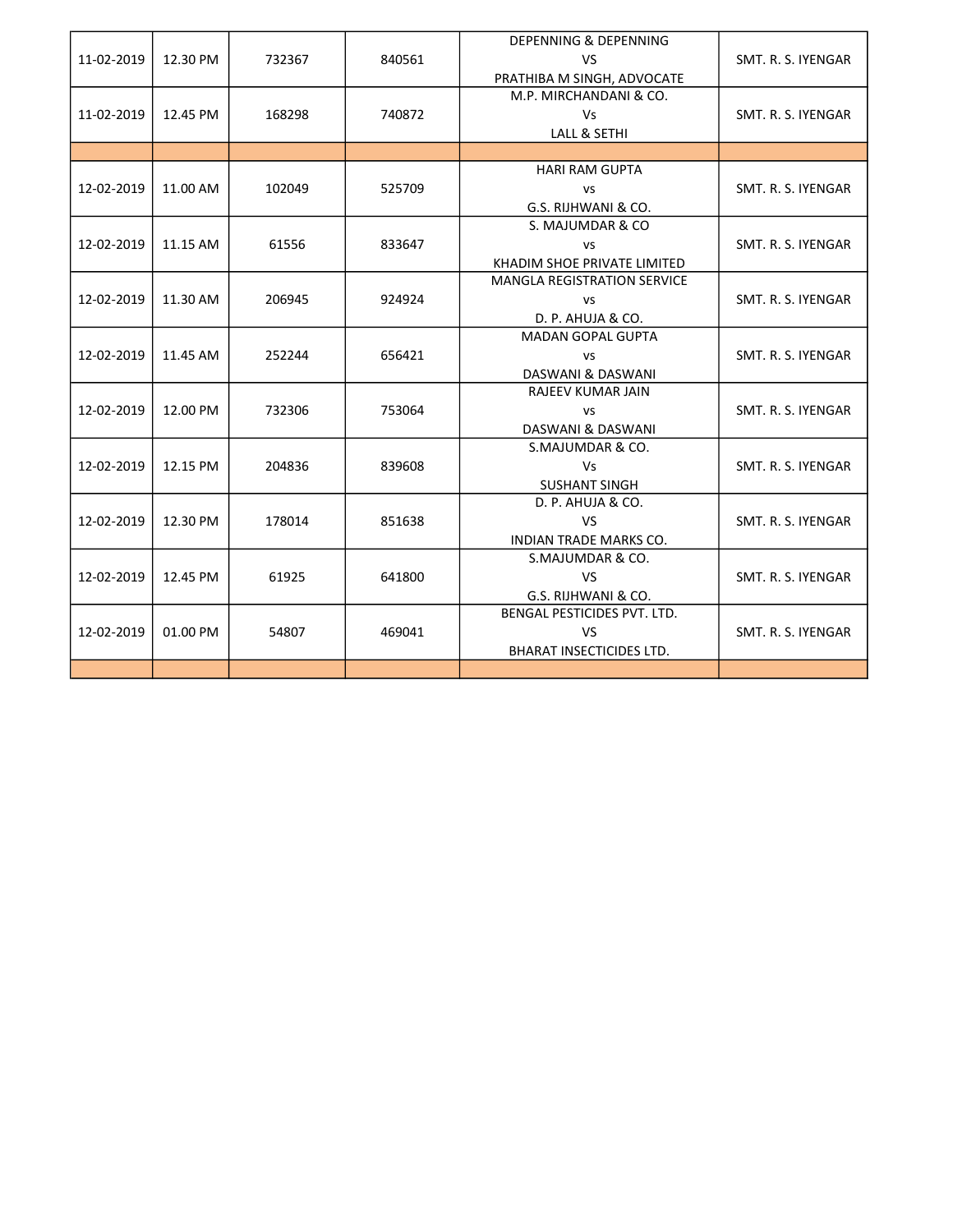| | | | | | |
|---|---|---|---|---|---|
| 11-02-2019 | 12.30 PM | 732367 | 840561 | DEPENNING & DEPENNING VS PRATHIBA M SINGH, ADVOCATE | SMT. R. S. IYENGAR |
| 11-02-2019 | 12.45 PM | 168298 | 740872 | M.P. MIRCHANDANI & CO. Vs LALL & SETHI | SMT. R. S. IYENGAR |
| | | | | | |
| 12-02-2019 | 11.00 AM | 102049 | 525709 | HARI RAM GUPTA vs G.S. RIJHWANI & CO. | SMT. R. S. IYENGAR |
| 12-02-2019 | 11.15 AM | 61556 | 833647 | S. MAJUMDAR & CO vs KHADIM SHOE PRIVATE LIMITED | SMT. R. S. IYENGAR |
| 12-02-2019 | 11.30 AM | 206945 | 924924 | MANGLA REGISTRATION SERVICE vs D. P. AHUJA & CO. | SMT. R. S. IYENGAR |
| 12-02-2019 | 11.45 AM | 252244 | 656421 | MADAN GOPAL GUPTA vs DASWANI & DASWANI | SMT. R. S. IYENGAR |
| 12-02-2019 | 12.00 PM | 732306 | 753064 | RAJEEV KUMAR JAIN vs DASWANI & DASWANI | SMT. R. S. IYENGAR |
| 12-02-2019 | 12.15 PM | 204836 | 839608 | S.MAJUMDAR & CO. Vs SUSHANT SINGH | SMT. R. S. IYENGAR |
| 12-02-2019 | 12.30 PM | 178014 | 851638 | D. P. AHUJA & CO. VS INDIAN TRADE MARKS CO. | SMT. R. S. IYENGAR |
| 12-02-2019 | 12.45 PM | 61925 | 641800 | S.MAJUMDAR & CO. VS G.S. RIJHWANI & CO. | SMT. R. S. IYENGAR |
| 12-02-2019 | 01.00 PM | 54807 | 469041 | BENGAL PESTICIDES PVT. LTD. VS BHARAT INSECTICIDES LTD. | SMT. R. S. IYENGAR |
| | | | | | |